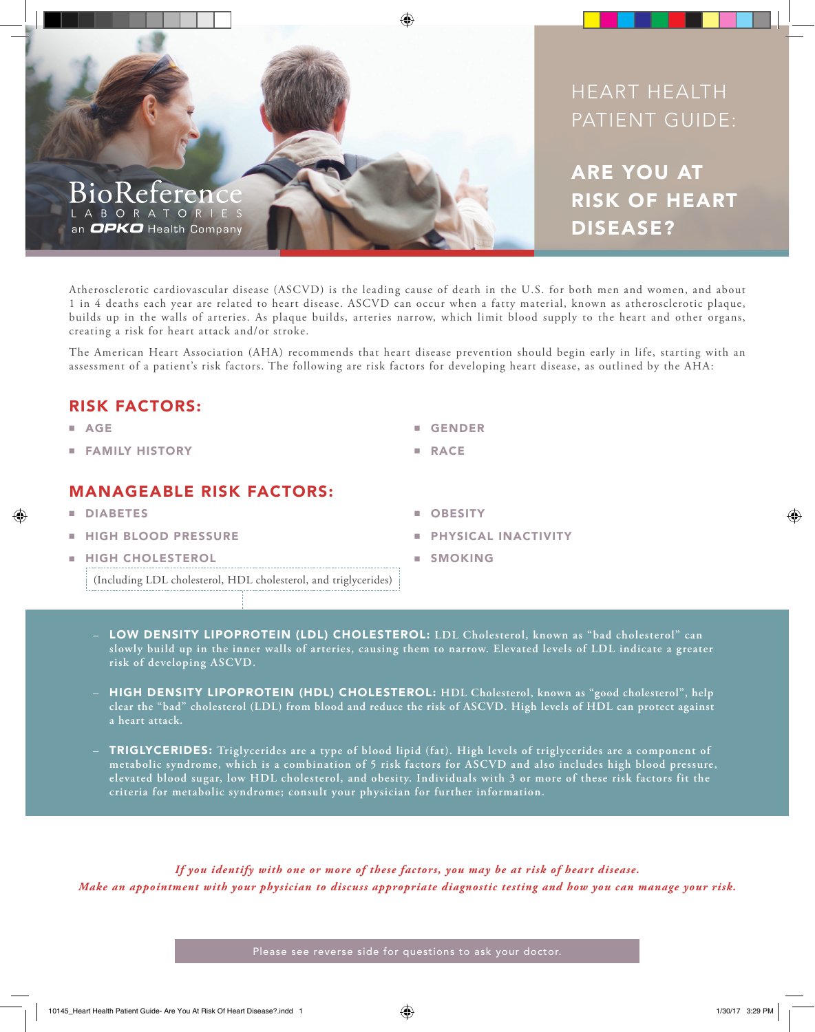BioReference LABORATORIES an OPKO Health Company

# HEART HEALTH PATIENT GUIDE:

# ARE YOU AT RISK OF HEART DISEASE?

Atherosclerotic cardiovascular disease (ASCVD) is the leading cause of death in the U.S. for both men and women, and about 1 in 4 deaths each year are related to heart disease. ASCVD can occur when a fatty material, known as atherosclerotic plaque, builds up in the walls of arteries. As plaque builds, arteries narrow, which limit blood supply to the heart and other organs, creating a risk for heart attack and/or stroke.

The American Heart Association (AHA) recommends that heart disease prevention should begin early in life, starting with an assessment of a patient's risk factors. The following are risk factors for developing heart disease, as outlined by the AHA:

## RISK FACTORS:

- AGE
- FAMILY HISTORY
- GENDER
- RACE

## MANAGEABLE RISK FACTORS:

- DIABETES
- HIGH BLOOD PRESSURE
- HIGH CHOLESTEROL
  (Including LDL cholesterol, HDL cholesterol, and triglycerides)
- OBESITY
- PHYSICAL INACTIVITY
- SMOKING

– **LOW DENSITY LIPOPROTEIN (LDL) CHOLESTEROL:** LDL Cholesterol, known as "bad cholesterol" can slowly build up in the inner walls of arteries, causing them to narrow. Elevated levels of LDL indicate a greater risk of developing ASCVD.

– **HIGH DENSITY LIPOPROTEIN (HDL) CHOLESTEROL:** HDL Cholesterol, known as "good cholesterol", help clear the "bad" cholesterol (LDL) from blood and reduce the risk of ASCVD. High levels of HDL can protect against a heart attack.

– **TRIGLYCERIDES:** Triglycerides are a type of blood lipid (fat). High levels of triglycerides are a component of metabolic syndrome, which is a combination of 5 risk factors for ASCVD and also includes high blood pressure, elevated blood sugar, low HDL cholesterol, and obesity. Individuals with 3 or more of these risk factors fit the criteria for metabolic syndrome; consult your physician for further information.

*If you identify with one or more of these factors, you may be at risk of heart disease.*
*Make an appointment with your physician to discuss appropriate diagnostic testing and how you can manage your risk.*

Please see reverse side for questions to ask your doctor.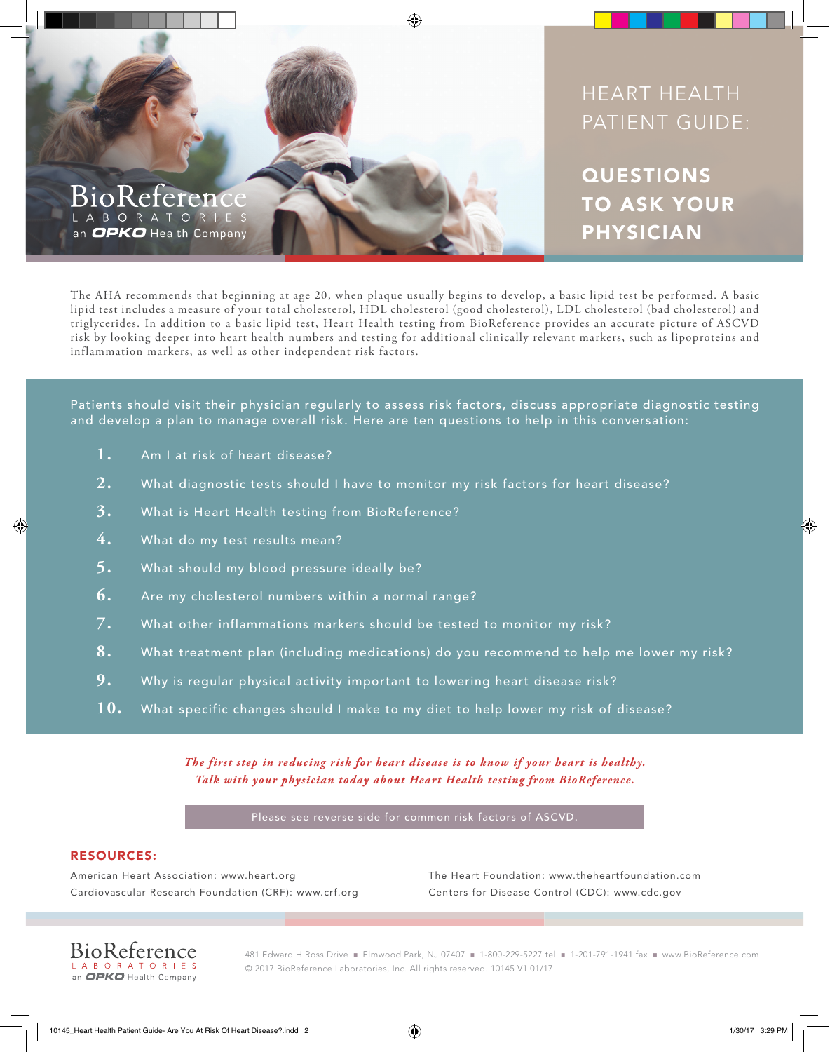BioReference LABORATORIES an OPKO Health Company

# HEART HEALTH PATIENT GUIDE:

## QUESTIONS TO ASK YOUR PHYSICIAN

The AHA recommends that beginning at age 20, when plaque usually begins to develop, a basic lipid test be performed. A basic lipid test includes a measure of your total cholesterol, HDL cholesterol (good cholesterol), LDL cholesterol (bad cholesterol) and triglycerides. In addition to a basic lipid test, Heart Health testing from BioReference provides an accurate picture of ASCVD risk by looking deeper into heart health numbers and testing for additional clinically relevant markers, such as lipoproteins and inflammation markers, as well as other independent risk factors.

Patients should visit their physician regularly to assess risk factors, discuss appropriate diagnostic testing and develop a plan to manage overall risk. Here are ten questions to help in this conversation:

1. Am I at risk of heart disease?
2. What diagnostic tests should I have to monitor my risk factors for heart disease?
3. What is Heart Health testing from BioReference?
4. What do my test results mean?
5. What should my blood pressure ideally be?
6. Are my cholesterol numbers within a normal range?
7. What other inflammations markers should be tested to monitor my risk?
8. What treatment plan (including medications) do you recommend to help me lower my risk?
9. Why is regular physical activity important to lowering heart disease risk?
10. What specific changes should I make to my diet to help lower my risk of disease?

***The first step in reducing risk for heart disease is to know if your heart is healthy. Talk with your physician today about Heart Health testing from BioReference.***

Please see reverse side for common risk factors of ASCVD.

**RESOURCES:**

American Heart Association: www.heart.org
Cardiovascular Research Foundation (CRF): www.crf.org
The Heart Foundation: www.theheartfoundation.com
Centers for Disease Control (CDC): www.cdc.gov

BioReference LABORATORIES an OPKO Health Company

481 Edward H Ross Drive ▪ Elmwood Park, NJ 07407 ▪ 1-800-229-5227 tel ▪ 1-201-791-1941 fax ▪ www.BioReference.com
© 2017 BioReference Laboratories, Inc. All rights reserved. 10145 V1 01/17